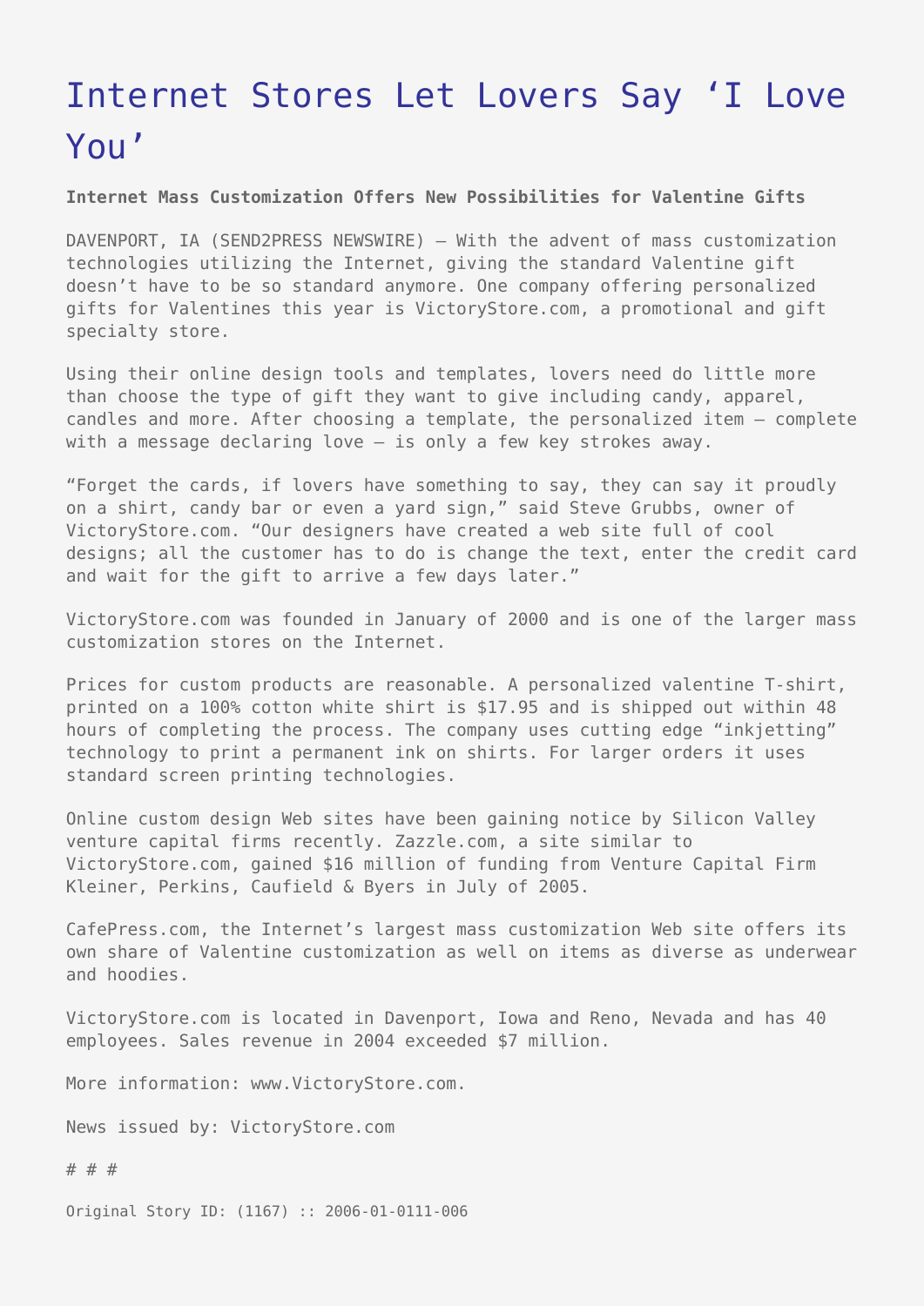# Internet Stores Let Lovers Say 'I Love You'

**Internet Mass Customization Offers New Possibilities for Valentine Gifts**

DAVENPORT, IA (SEND2PRESS NEWSWIRE) — With the advent of mass customization technologies utilizing the Internet, giving the standard Valentine gift doesn't have to be so standard anymore. One company offering personalized gifts for Valentines this year is VictoryStore.com, a promotional and gift specialty store.

Using their online design tools and templates, lovers need do little more than choose the type of gift they want to give including candy, apparel, candles and more. After choosing a template, the personalized item — complete with a message declaring love — is only a few key strokes away.

"Forget the cards, if lovers have something to say, they can say it proudly on a shirt, candy bar or even a yard sign," said Steve Grubbs, owner of VictoryStore.com. "Our designers have created a web site full of cool designs; all the customer has to do is change the text, enter the credit card and wait for the gift to arrive a few days later."

VictoryStore.com was founded in January of 2000 and is one of the larger mass customization stores on the Internet.

Prices for custom products are reasonable. A personalized valentine T-shirt, printed on a 100% cotton white shirt is $17.95 and is shipped out within 48 hours of completing the process. The company uses cutting edge "inkjetting" technology to print a permanent ink on shirts. For larger orders it uses standard screen printing technologies.

Online custom design Web sites have been gaining notice by Silicon Valley venture capital firms recently. Zazzle.com, a site similar to VictoryStore.com, gained $16 million of funding from Venture Capital Firm Kleiner, Perkins, Caufield & Byers in July of 2005.

CafePress.com, the Internet's largest mass customization Web site offers its own share of Valentine customization as well on items as diverse as underwear and hoodies.

VictoryStore.com is located in Davenport, Iowa and Reno, Nevada and has 40 employees. Sales revenue in 2004 exceeded $7 million.

More information: www.VictoryStore.com.

News issued by: VictoryStore.com

# # #

Original Story ID: (1167) :: 2006-01-0111-006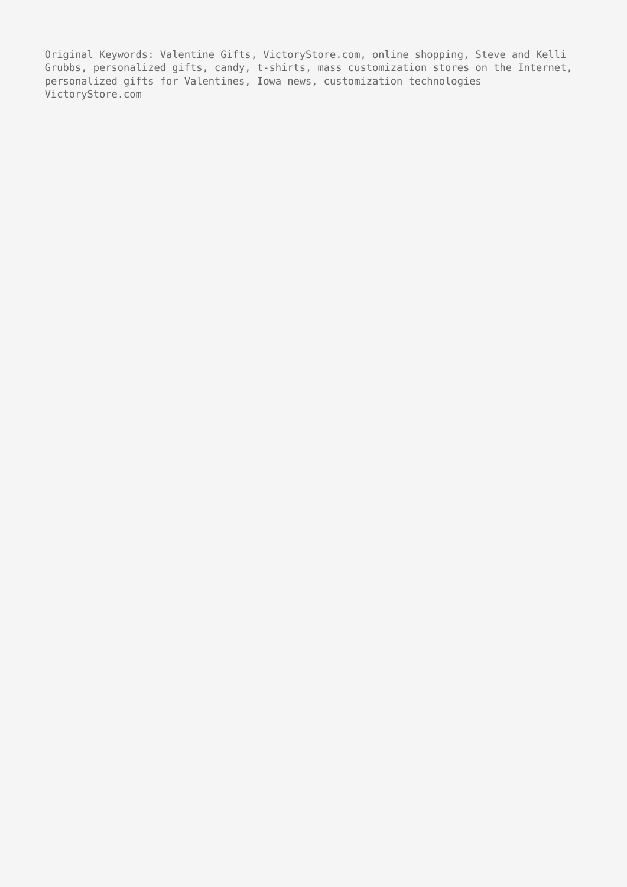Original Keywords: Valentine Gifts, VictoryStore.com, online shopping, Steve and Kelli Grubbs, personalized gifts, candy, t-shirts, mass customization stores on the Internet, personalized gifts for Valentines, Iowa news, customization technologies VictoryStore.com